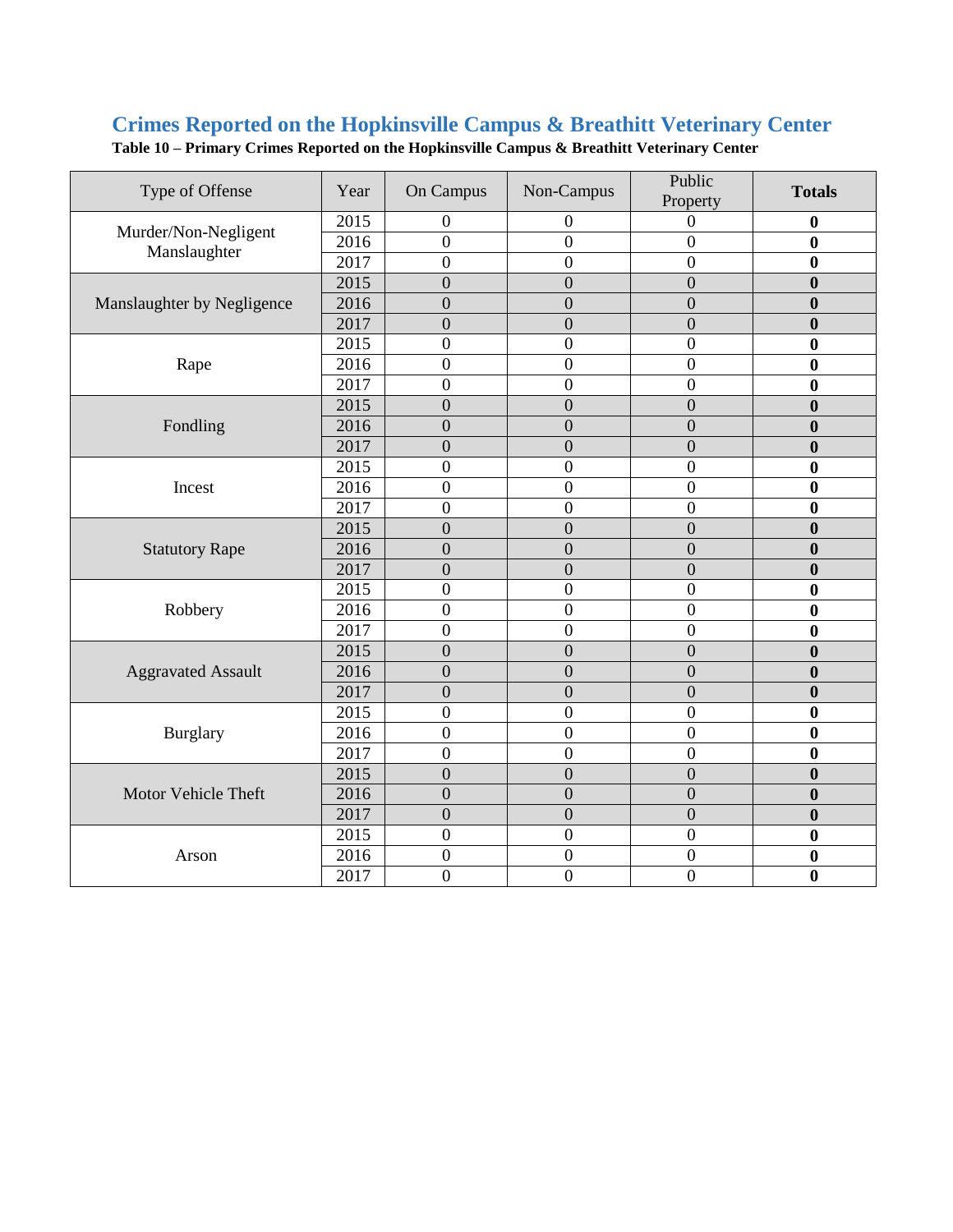## Crimes Reported on the Hopkinsville Campus & Breathitt Veterinary Center

**Table 10 – Primary Crimes Reported on the Hopkinsville Campus & Breathitt Veterinary Center**

| Type of Offense | Year | On Campus | Non-Campus | Public Property | **Totals** |
|---|---|---|---|---|---|
| Murder/Non-Negligent Manslaughter | 2015 | 0 | 0 | 0 | **0** |
| | 2016 | 0 | 0 | 0 | **0** |
| | 2017 | 0 | 0 | 0 | **0** |
| Manslaughter by Negligence | 2015 | 0 | 0 | 0 | **0** |
| | 2016 | 0 | 0 | 0 | **0** |
| | 2017 | 0 | 0 | 0 | **0** |
| Rape | 2015 | 0 | 0 | 0 | **0** |
| | 2016 | 0 | 0 | 0 | **0** |
| | 2017 | 0 | 0 | 0 | **0** |
| Fondling | 2015 | 0 | 0 | 0 | **0** |
| | 2016 | 0 | 0 | 0 | **0** |
| | 2017 | 0 | 0 | 0 | **0** |
| Incest | 2015 | 0 | 0 | 0 | **0** |
| | 2016 | 0 | 0 | 0 | **0** |
| | 2017 | 0 | 0 | 0 | **0** |
| Statutory Rape | 2015 | 0 | 0 | 0 | **0** |
| | 2016 | 0 | 0 | 0 | **0** |
| | 2017 | 0 | 0 | 0 | **0** |
| Robbery | 2015 | 0 | 0 | 0 | **0** |
| | 2016 | 0 | 0 | 0 | **0** |
| | 2017 | 0 | 0 | 0 | **0** |
| Aggravated Assault | 2015 | 0 | 0 | 0 | **0** |
| | 2016 | 0 | 0 | 0 | **0** |
| | 2017 | 0 | 0 | 0 | **0** |
| Burglary | 2015 | 0 | 0 | 0 | **0** |
| | 2016 | 0 | 0 | 0 | **0** |
| | 2017 | 0 | 0 | 0 | **0** |
| Motor Vehicle Theft | 2015 | 0 | 0 | 0 | **0** |
| | 2016 | 0 | 0 | 0 | **0** |
| | 2017 | 0 | 0 | 0 | **0** |
| Arson | 2015 | 0 | 0 | 0 | **0** |
| | 2016 | 0 | 0 | 0 | **0** |
| | 2017 | 0 | 0 | 0 | **0** |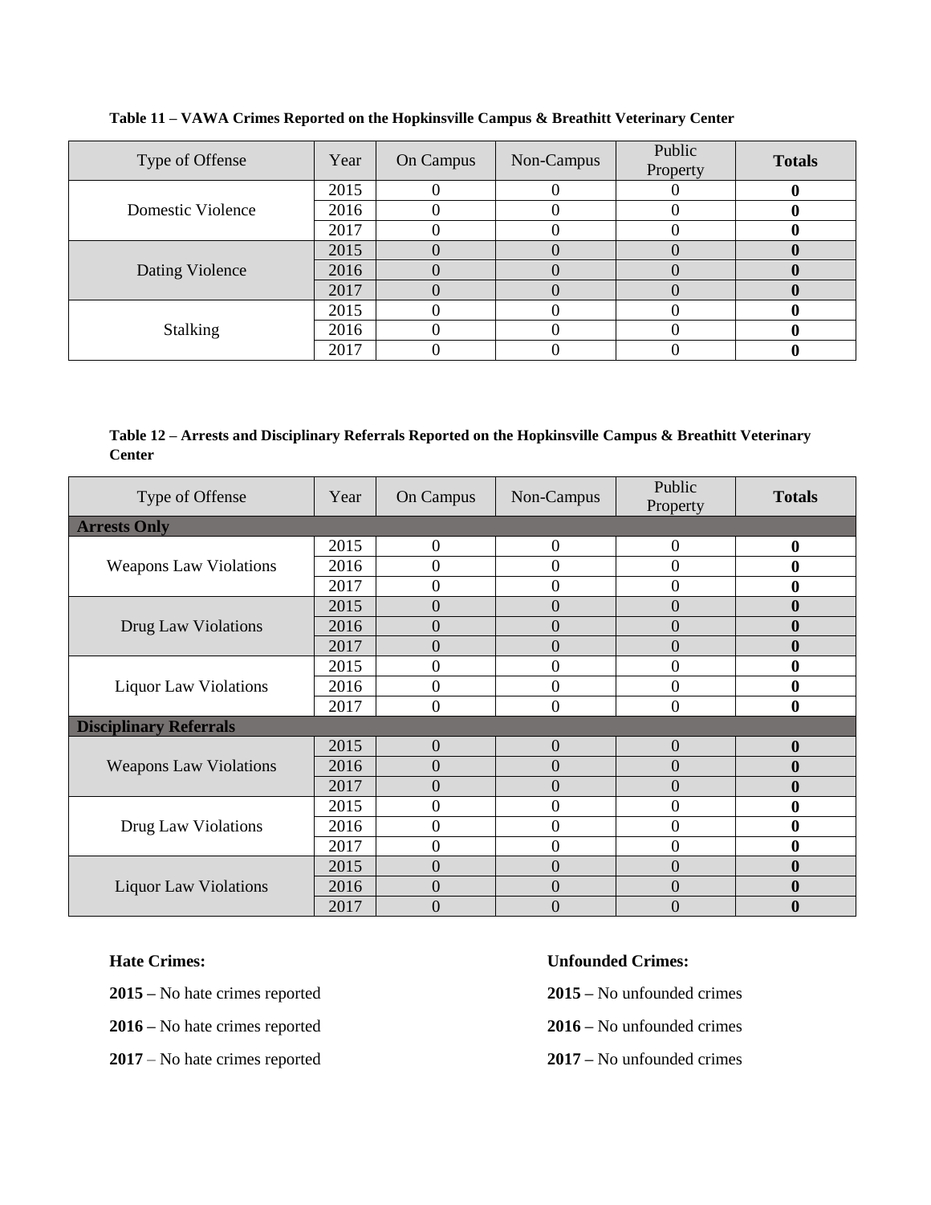**Table 11 – VAWA Crimes Reported on the Hopkinsville Campus & Breathitt Veterinary Center**

| Type of Offense | Year | On Campus | Non-Campus | Public Property | **Totals** |
|---|---|---|---|---|---|
| Domestic Violence | 2015 | 0 | 0 | 0 | **0** |
| | 2016 | 0 | 0 | 0 | **0** |
| | 2017 | 0 | 0 | 0 | **0** |
| Dating Violence | 2015 | 0 | 0 | 0 | **0** |
| | 2016 | 0 | 0 | 0 | **0** |
| | 2017 | 0 | 0 | 0 | **0** |
| Stalking | 2015 | 0 | 0 | 0 | **0** |
| | 2016 | 0 | 0 | 0 | **0** |
| | 2017 | 0 | 0 | 0 | **0** |

**Table 12 – Arrests and Disciplinary Referrals Reported on the Hopkinsville Campus & Breathitt Veterinary Center**

| Type of Offense | Year | On Campus | Non-Campus | Public Property | **Totals** |
|---|---|---|---|---|---|
| **Arrests Only** | | | | | |
| Weapons Law Violations | 2015 | 0 | 0 | 0 | **0** |
| | 2016 | 0 | 0 | 0 | **0** |
| | 2017 | 0 | 0 | 0 | **0** |
| Drug Law Violations | 2015 | 0 | 0 | 0 | **0** |
| | 2016 | 0 | 0 | 0 | **0** |
| | 2017 | 0 | 0 | 0 | **0** |
| Liquor Law Violations | 2015 | 0 | 0 | 0 | **0** |
| | 2016 | 0 | 0 | 0 | **0** |
| | 2017 | 0 | 0 | 0 | **0** |
| **Disciplinary Referrals** | | | | | |
| Weapons Law Violations | 2015 | 0 | 0 | 0 | **0** |
| | 2016 | 0 | 0 | 0 | **0** |
| | 2017 | 0 | 0 | 0 | **0** |
| Drug Law Violations | 2015 | 0 | 0 | 0 | **0** |
| | 2016 | 0 | 0 | 0 | **0** |
| | 2017 | 0 | 0 | 0 | **0** |
| Liquor Law Violations | 2015 | 0 | 0 | 0 | **0** |
| | 2016 | 0 | 0 | 0 | **0** |
| | 2017 | 0 | 0 | 0 | **0** |

**Hate Crimes:**

**2015 –** No hate crimes reported

**2016 –** No hate crimes reported

**2017** – No hate crimes reported

**Unfounded Crimes:**

**2015 –** No unfounded crimes

**2016 –** No unfounded crimes

**2017 –** No unfounded crimes